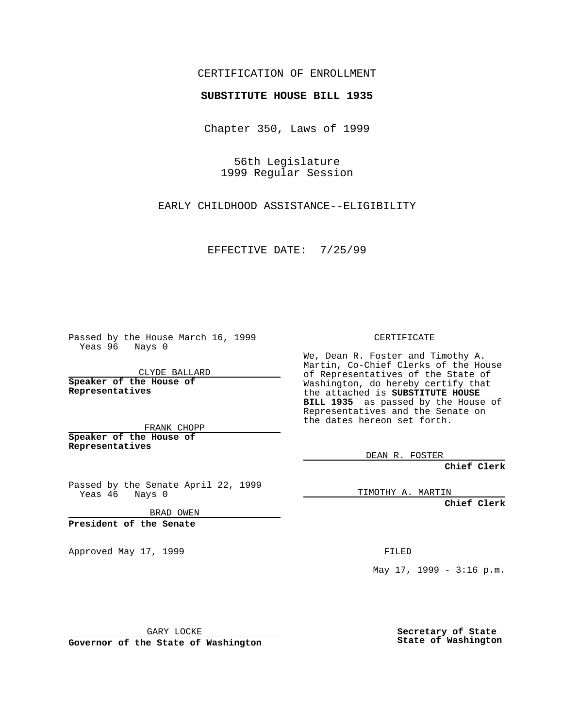CERTIFICATION OF ENROLLMENT

**SUBSTITUTE HOUSE BILL 1935**

Chapter 350, Laws of 1999

56th Legislature
1999 Regular Session

EARLY CHILDHOOD ASSISTANCE--ELIGIBILITY

EFFECTIVE DATE: 7/25/99

Passed by the House March 16, 1999
Yeas 96 Nays 0

CLYDE BALLARD
**Speaker of the House of Representatives**

FRANK CHOPP
**Speaker of the House of Representatives**

Passed by the Senate April 22, 1999
Yeas 46 Nays 0

BRAD OWEN
**President of the Senate**

Approved May 17, 1999

GARY LOCKE
**Governor of the State of Washington**

CERTIFICATE

We, Dean R. Foster and Timothy A. Martin, Co-Chief Clerks of the House of Representatives of the State of Washington, do hereby certify that the attached is **SUBSTITUTE HOUSE BILL 1935** as passed by the House of Representatives and the Senate on the dates hereon set forth.

DEAN R. FOSTER
**Chief Clerk**

TIMOTHY A. MARTIN
**Chief Clerk**

FILED

May 17, 1999 - 3:16 p.m.

**Secretary of State**
**State of Washington**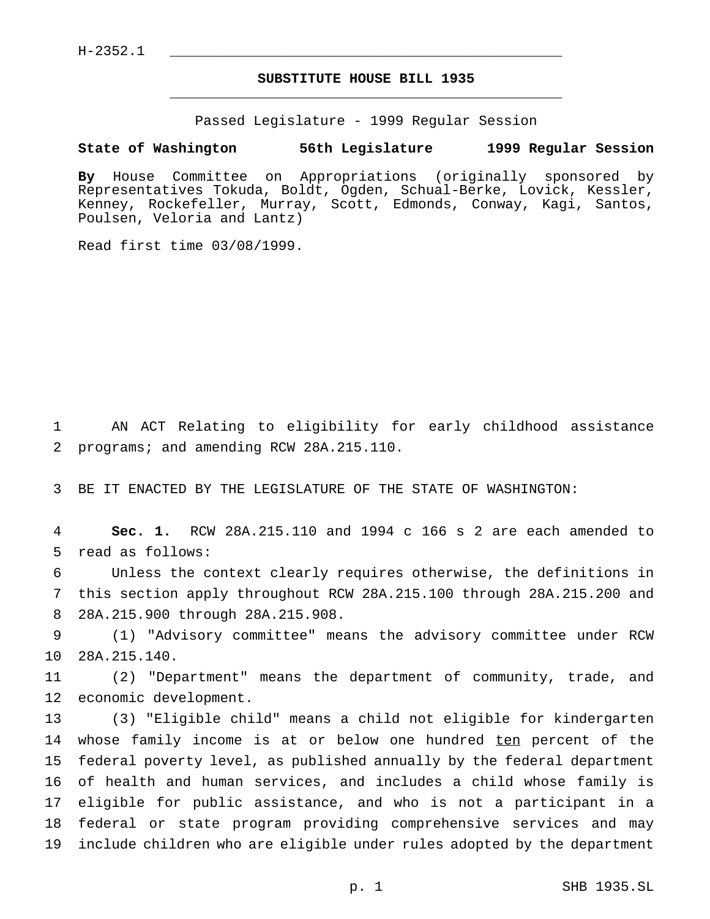H-2352.1

**SUBSTITUTE HOUSE BILL 1935**

Passed Legislature - 1999 Regular Session

**State of Washington 56th Legislature 1999 Regular Session**

**By** House Committee on Appropriations (originally sponsored by Representatives Tokuda, Boldt, Ogden, Schual-Berke, Lovick, Kessler, Kenney, Rockefeller, Murray, Scott, Edmonds, Conway, Kagi, Santos, Poulsen, Veloria and Lantz)

Read first time 03/08/1999.

AN ACT Relating to eligibility for early childhood assistance programs; and amending RCW 28A.215.110.

BE IT ENACTED BY THE LEGISLATURE OF THE STATE OF WASHINGTON:

**Sec. 1.** RCW 28A.215.110 and 1994 c 166 s 2 are each amended to read as follows:

Unless the context clearly requires otherwise, the definitions in this section apply throughout RCW 28A.215.100 through 28A.215.200 and 28A.215.900 through 28A.215.908.

(1) "Advisory committee" means the advisory committee under RCW 28A.215.140.

(2) "Department" means the department of community, trade, and economic development.

(3) "Eligible child" means a child not eligible for kindergarten whose family income is at or below one hundred <u>ten</u> percent of the federal poverty level, as published annually by the federal department of health and human services, and includes a child whose family is eligible for public assistance, and who is not a participant in a federal or state program providing comprehensive services and may include children who are eligible under rules adopted by the department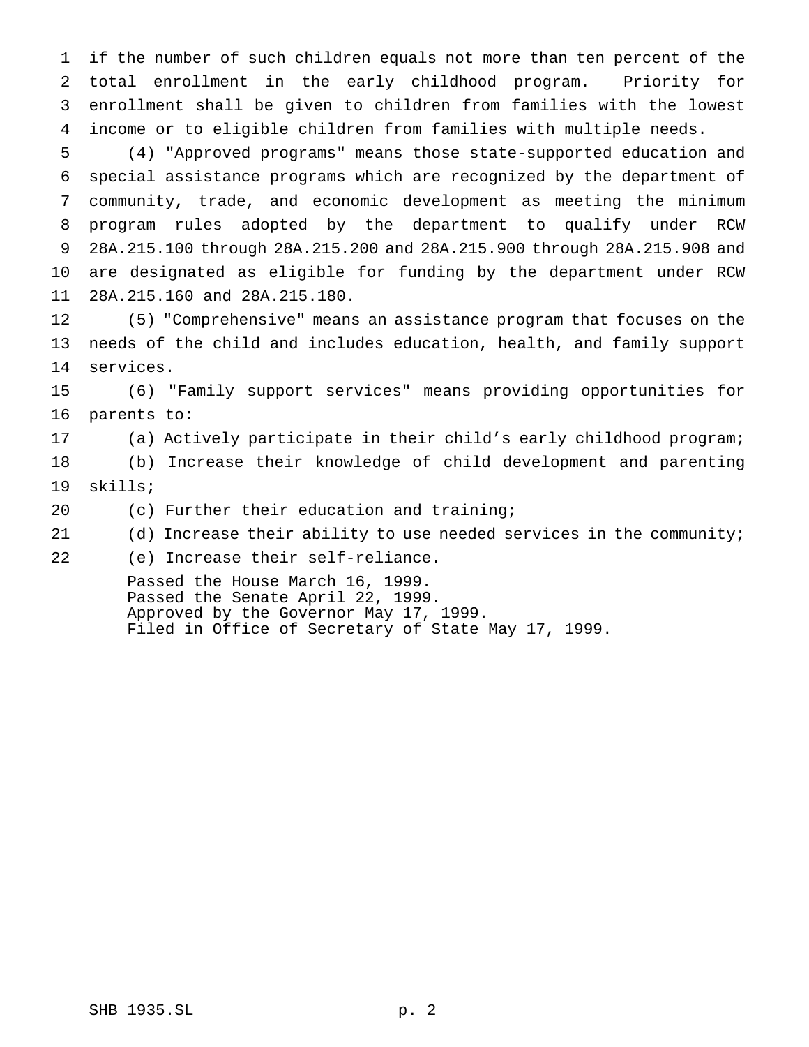if the number of such children equals not more than ten percent of the total enrollment in the early childhood program. Priority for enrollment shall be given to children from families with the lowest income or to eligible children from families with multiple needs.

(4) "Approved programs" means those state-supported education and special assistance programs which are recognized by the department of community, trade, and economic development as meeting the minimum program rules adopted by the department to qualify under RCW 28A.215.100 through 28A.215.200 and 28A.215.900 through 28A.215.908 and are designated as eligible for funding by the department under RCW 28A.215.160 and 28A.215.180.

(5) "Comprehensive" means an assistance program that focuses on the needs of the child and includes education, health, and family support services.

(6) "Family support services" means providing opportunities for parents to:

(a) Actively participate in their child's early childhood program;

(b) Increase their knowledge of child development and parenting skills;

(c) Further their education and training;

(d) Increase their ability to use needed services in the community;

(e) Increase their self-reliance.

Passed the House March 16, 1999.
Passed the Senate April 22, 1999.
Approved by the Governor May 17, 1999.
Filed in Office of Secretary of State May 17, 1999.